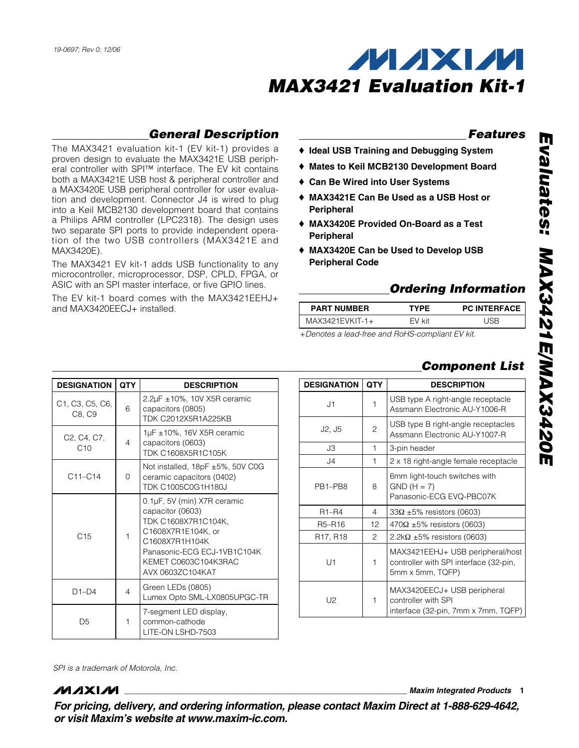19-0697; Rev 0; 12/06

# MAX3421 Evaluation Kit-1

## General Description

The MAX3421 evaluation kit-1 (EV kit-1) provides a proven design to evaluate the MAX3421E USB peripheral controller with SPI™ interface. The EV kit contains both a MAX3421E USB host & peripheral controller and a MAX3420E USB peripheral controller for user evaluation and development. Connector J4 is wired to plug into a Keil MCB2130 development board that contains a Philips ARM controller (LPC2318). The design uses two separate SPI ports to provide independent operation of the two USB controllers (MAX3421E and MAX3420E).

The MAX3421 EV kit-1 adds USB functionality to any microcontroller, microprocessor, DSP, CPLD, FPGA, or ASIC with an SPI master interface, or five GPIO lines.

The EV kit-1 board comes with the MAX3421EEHJ+ and MAX3420EECJ+ installed.

## Features

- ♦ **Ideal USB Training and Debugging System**
- ♦ **Mates to Keil MCB2130 Development Board**
- ♦ **Can Be Wired into User Systems**
- ♦ **MAX3421E Can Be Used as a USB Host or Peripheral**
- ♦ **MAX3420E Provided On-Board as a Test Peripheral**
- ♦ **MAX3420E Can be Used to Develop USB Peripheral Code**

## Ordering Information

| PART NUMBER | TYPE | PC INTERFACE |
|---|---|---|
| MAX3421EVKIT-1+ | EV kit | USB |

*+Denotes a lead-free and RoHS-compliant EV kit.*

## Component List

| DESIGNATION | QTY | DESCRIPTION |
|---|---|---|
| C1, C3, C5, C6, C8, C9 | 6 | 2.2µF ±10%, 10V X5R ceramic capacitors (0805) TDK C2012X5R1A225KB |
| C2, C4, C7, C10 | 4 | 1µF ±10%, 16V X5R ceramic capacitors (0603) TDK C1608X5R1C105K |
| C11–C14 | 0 | Not installed, 18pF ±5%, 50V C0G ceramic capacitors (0402) TDK C1005C0G1H180J |
| C15 | 1 | 0.1µF, 5V (min) X7R ceramic capacitor (0603) TDK C1608X7R1C104K, C1608X7R1E104K, or C1608X7R1H104K Panasonic-ECG ECJ-1VB1C104K KEMET C0603C104K3RAC AVX 0603ZC104KAT |
| D1–D4 | 4 | Green LEDs (0805) Lumex Opto SML-LX0805UPGC-TR |
| D5 | 1 | 7-segment LED display, common-cathode LITE-ON LSHD-7503 |
| J1 | 1 | USB type A right-angle receptacle Assmann Electronic AU-Y1006-R |
| J2, J5 | 2 | USB type B right-angle receptacles Assmann Electronic AU-Y1007-R |
| J3 | 1 | 3-pin header |
| J4 | 1 | 2 x 18 right-angle female receptacle |
| PB1–PB8 | 8 | 6mm light-touch switches with GND (H = 7) Panasonic-ECG EVQ-PBC07K |
| R1–R4 | 4 | 33Ω ±5% resistors (0603) |
| R5–R16 | 12 | 470Ω ±5% resistors (0603) |
| R17, R18 | 2 | 2.2kΩ ±5% resistors (0603) |
| U1 | 1 | MAX3421EEHJ+ USB peripheral/host controller with SPI interface (32-pin, 5mm x 5mm, TQFP) |
| U2 | 1 | MAX3420EECJ+ USB peripheral controller with SPI interface (32-pin, 7mm x 7mm, TQFP) |

*SPI is a trademark of Motorola, Inc.*

***For pricing, delivery, and ordering information, please contact Maxim Direct at 1-888-629-4642, or visit Maxim's website at www.maxim-ic.com.***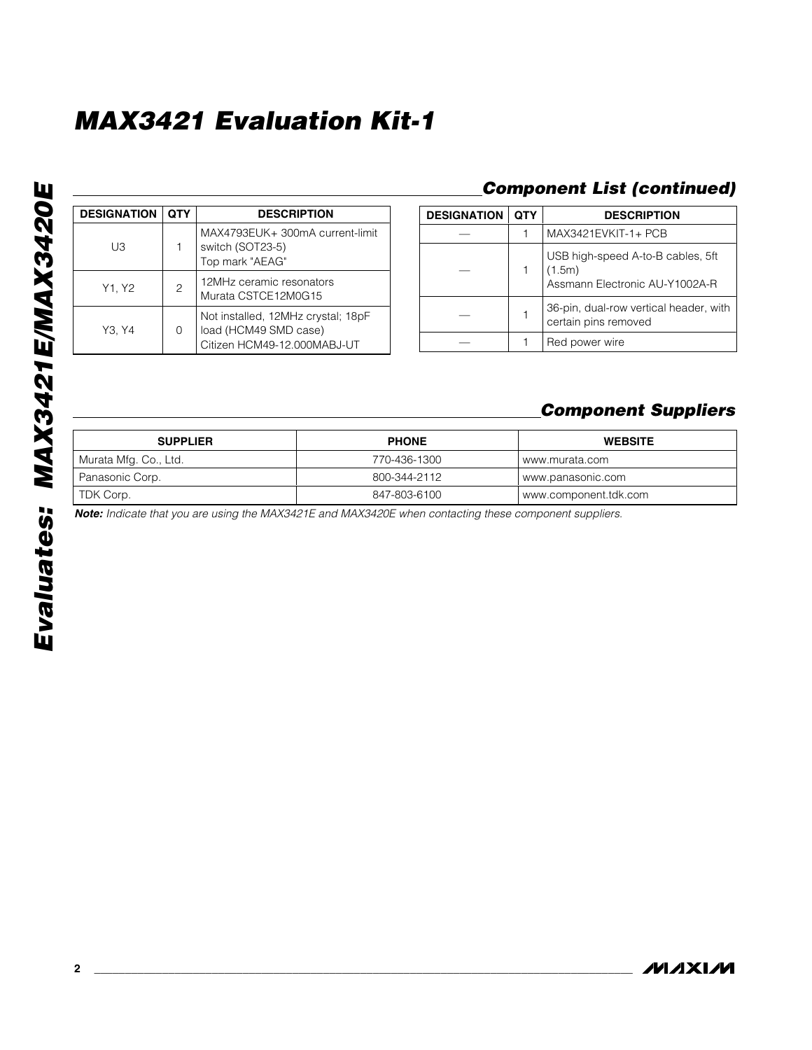# MAX3421 Evaluation Kit-1

## Component List (continued)

| DESIGNATION | QTY | DESCRIPTION |
|---|---|---|
| U3 | 1 | MAX4793EUK+ 300mA current-limit switch (SOT23-5) Top mark "AEAG" |
| Y1, Y2 | 2 | 12MHz ceramic resonators Murata CSTCE12M0G15 |
| Y3, Y4 | 0 | Not installed, 12MHz crystal; 18pF load (HCM49 SMD case) Citizen HCM49-12.000MABJ-UT |
| — | 1 | MAX3421EVKIT-1+ PCB |
| — | 1 | USB high-speed A-to-B cables, 5ft (1.5m) Assmann Electronic AU-Y1002A-R |
| — | 1 | 36-pin, dual-row vertical header, with certain pins removed |
| — | 1 | Red power wire |

## Component Suppliers

| SUPPLIER | PHONE | WEBSITE |
|---|---|---|
| Murata Mfg. Co., Ltd. | 770-436-1300 | www.murata.com |
| Panasonic Corp. | 800-344-2112 | www.panasonic.com |
| TDK Corp. | 847-803-6100 | www.component.tdk.com |

***Note:*** *Indicate that you are using the MAX3421E and MAX3420E when contacting these component suppliers.*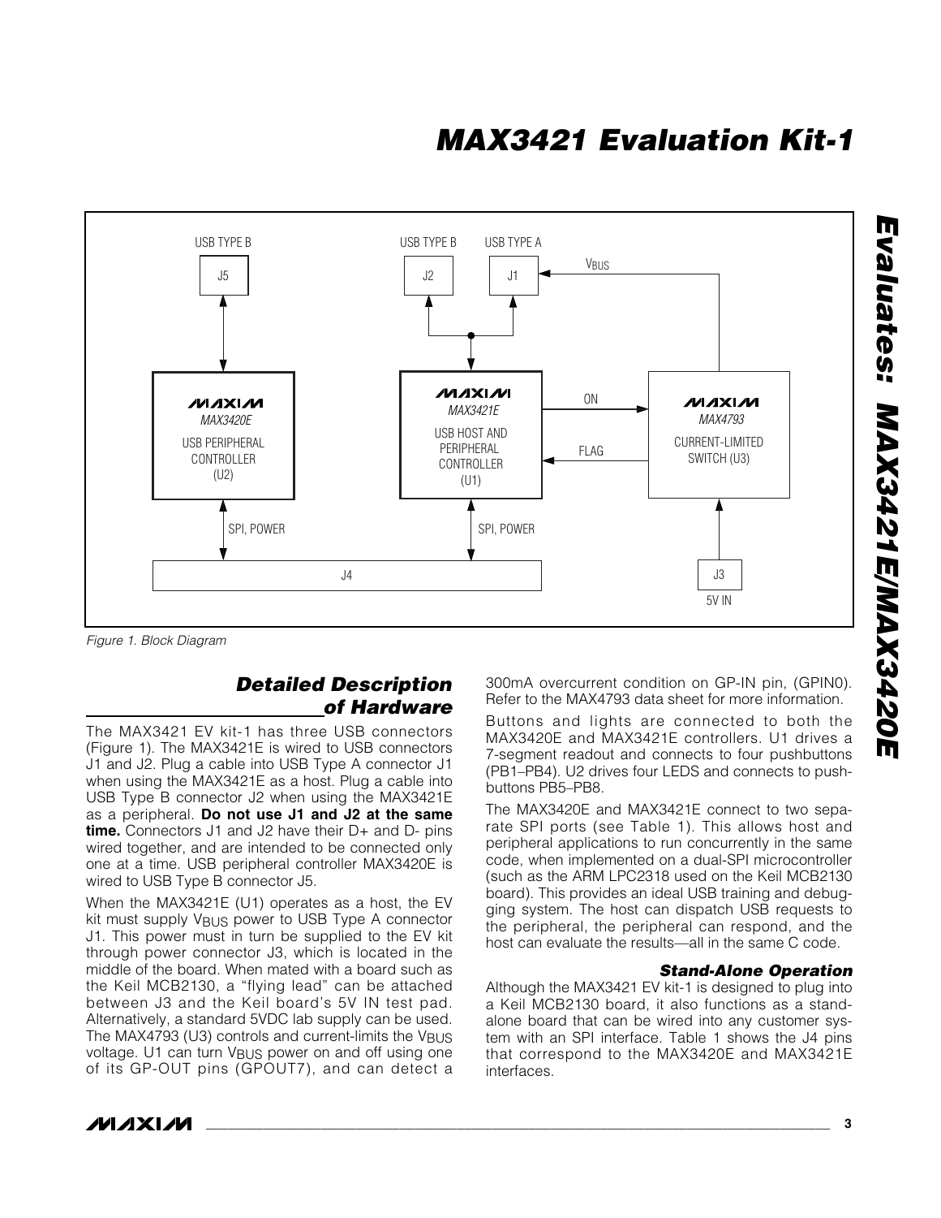Figure 1. Block Diagram

## Detailed Description of Hardware

The MAX3421 EV kit-1 has three USB connectors (Figure 1). The MAX3421E is wired to USB connectors J1 and J2. Plug a cable into USB Type A connector J1 when using the MAX3421E as a host. Plug a cable into USB Type B connector J2 when using the MAX3421E as a peripheral. **Do not use J1 and J2 at the same time.** Connectors J1 and J2 have their D+ and D- pins wired together, and are intended to be connected only one at a time. USB peripheral controller MAX3420E is wired to USB Type B connector J5.

When the MAX3421E (U1) operates as a host, the EV kit must supply $V_{BUS}$ power to USB Type A connector J1. This power must in turn be supplied to the EV kit through power connector J3, which is located in the middle of the board. When mated with a board such as the Keil MCB2130, a "flying lead" can be attached between J3 and the Keil board's 5V IN test pad. Alternatively, a standard 5VDC lab supply can be used. The MAX4793 (U3) controls and current-limits the $V_{BUS}$ voltage. U1 can turn $V_{BUS}$ power on and off using one of its GP-OUT pins (GPOUT7), and can detect a 300mA overcurrent condition on GP-IN pin, (GPIN0). Refer to the MAX4793 data sheet for more information.

Buttons and lights are connected to both the MAX3420E and MAX3421E controllers. U1 drives a 7-segment readout and connects to four pushbuttons (PB1–PB4). U2 drives four LEDS and connects to pushbuttons PB5–PB8.

The MAX3420E and MAX3421E connect to two separate SPI ports (see Table 1). This allows host and peripheral applications to run concurrently in the same code, when implemented on a dual-SPI microcontroller (such as the ARM LPC2318 used on the Keil MCB2130 board). This provides an ideal USB training and debugging system. The host can dispatch USB requests to the peripheral, the peripheral can respond, and the host can evaluate the results—all in the same C code.

### Stand-Alone Operation

Although the MAX3421 EV kit-1 is designed to plug into a Keil MCB2130 board, it also functions as a stand-alone board that can be wired into any customer system with an SPI interface. Table 1 shows the J4 pins that correspond to the MAX3420E and MAX3421E interfaces.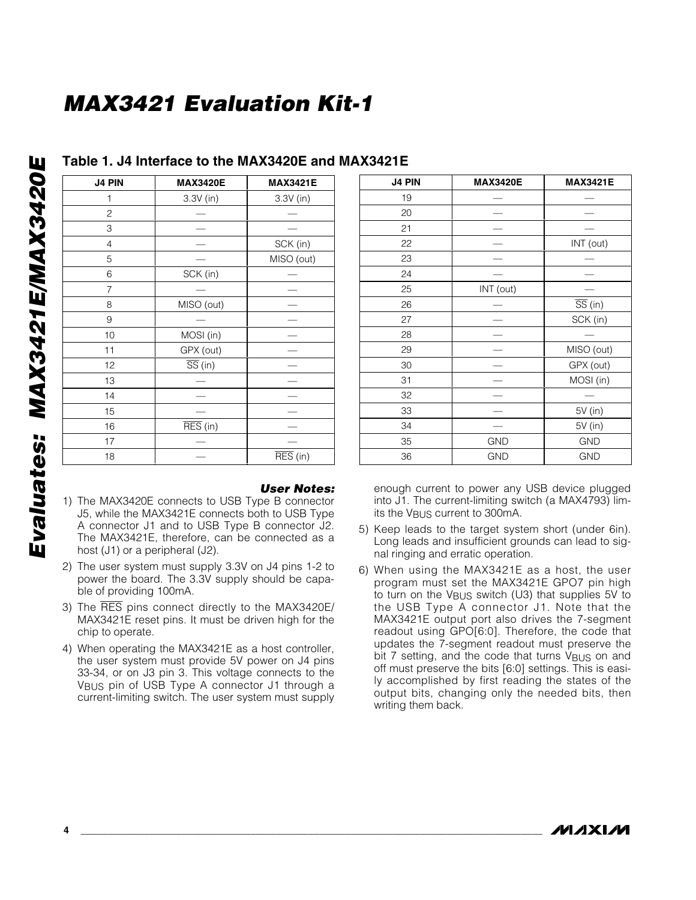# MAX3421 Evaluation Kit-1

## Table 1. J4 Interface to the MAX3420E and MAX3421E

| J4 PIN | MAX3420E | MAX3421E |
|---|---|---|
| 1 | 3.3V (in) | 3.3V (in) |
| 2 | — | — |
| 3 | — | — |
| 4 | — | SCK (in) |
| 5 | — | MISO (out) |
| 6 | SCK (in) | — |
| 7 | — | — |
| 8 | MISO (out) | — |
| 9 | — | — |
| 10 | MOSI (in) | — |
| 11 | GPX (out) | — |
| 12 | $\overline{\text{SS}}$ (in) | — |
| 13 | — | — |
| 14 | — | — |
| 15 | — | — |
| 16 | $\overline{\text{RES}}$ (in) | — |
| 17 | — | — |
| 18 | — | $\overline{\text{RES}}$ (in) |
| 19 | — | — |
| 20 | — | — |
| 21 | — | — |
| 22 | — | INT (out) |
| 23 | — | — |
| 24 | — | — |
| 25 | INT (out) | — |
| 26 | — | $\overline{\text{SS}}$ (in) |
| 27 | — | SCK (in) |
| 28 | — | — |
| 29 | — | MISO (out) |
| 30 | — | GPX (out) |
| 31 | — | MOSI (in) |
| 32 | — | — |
| 33 | — | 5V (in) |
| 34 | — | 5V (in) |
| 35 | GND | GND |
| 36 | GND | GND |

***User Notes:***

1) The MAX3420E connects to USB Type B connector J5, while the MAX3421E connects both to USB Type A connector J1 and to USB Type B connector J2. The MAX3421E, therefore, can be connected as a host (J1) or a peripheral (J2).
2) The user system must supply 3.3V on J4 pins 1-2 to power the board. The 3.3V supply should be capable of providing 100mA.
3) The $\overline{\text{RES}}$ pins connect directly to the MAX3420E/MAX3421E reset pins. It must be driven high for the chip to operate.
4) When operating the MAX3421E as a host controller, the user system must provide 5V power on J4 pins 33-34, or on J3 pin 3. This voltage connects to the $V_{BUS}$ pin of USB Type A connector J1 through a current-limiting switch. The user system must supply enough current to power any USB device plugged into J1. The current-limiting switch (a MAX4793) limits the $V_{BUS}$ current to 300mA.
5) Keep leads to the target system short (under 6in). Long leads and insufficient grounds can lead to signal ringing and erratic operation.
6) When using the MAX3421E as a host, the user program must set the MAX3421E GPO7 pin high to turn on the $V_{BUS}$ switch (U3) that supplies 5V to the USB Type A connector J1. Note that the MAX3421E output port also drives the 7-segment readout using GPO[6:0]. Therefore, the code that updates the 7-segment readout must preserve the bit 7 setting, and the code that turns $V_{BUS}$ on and off must preserve the bits [6:0] settings. This is easily accomplished by first reading the states of the output bits, changing only the needed bits, then writing them back.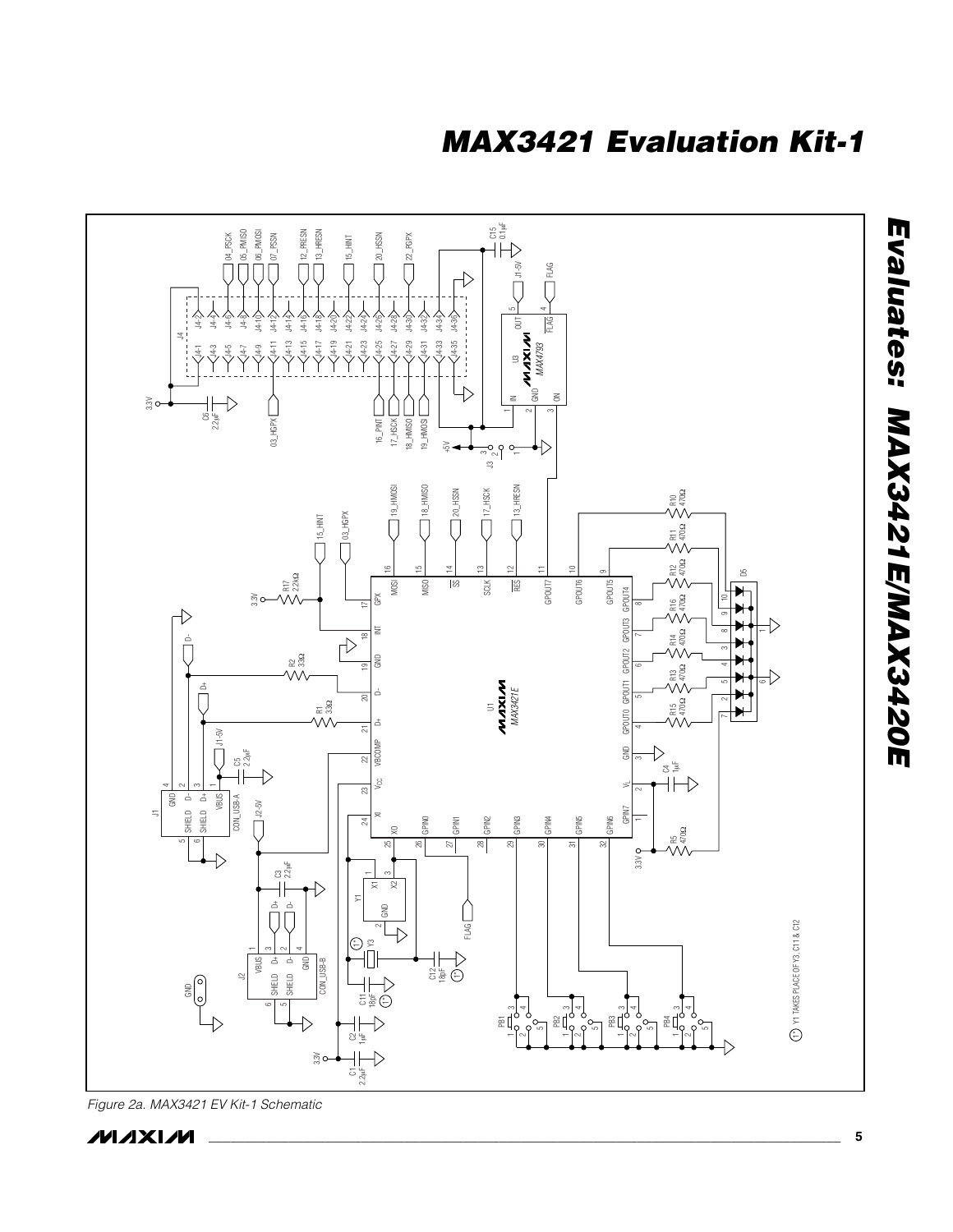# MAX3421 Evaluation Kit-1

Evaluates: MAX3421E/MAX3420E

Figure 2a. MAX3421 EV Kit-1 Schematic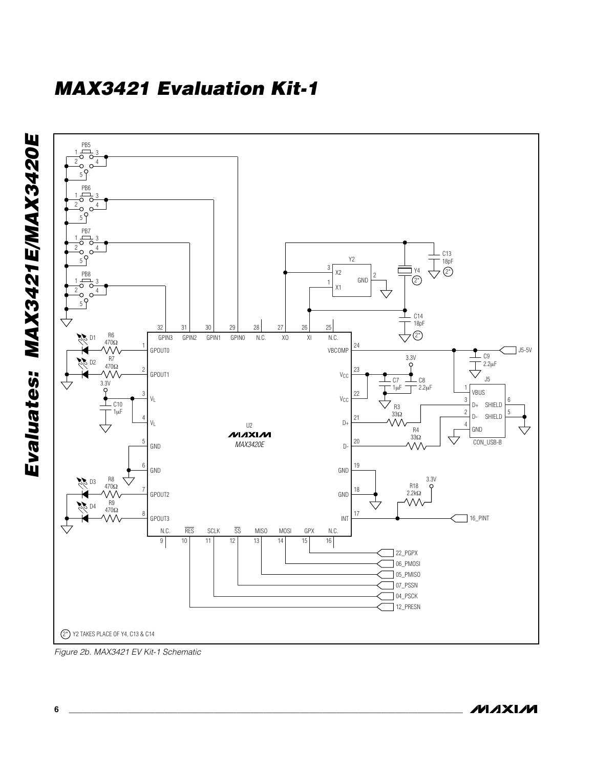# MAX3421 Evaluation Kit-1

2* Y2 TAKES PLACE OF Y4, C13 & C14

*Figure 2b. MAX3421 EV Kit-1 Schematic*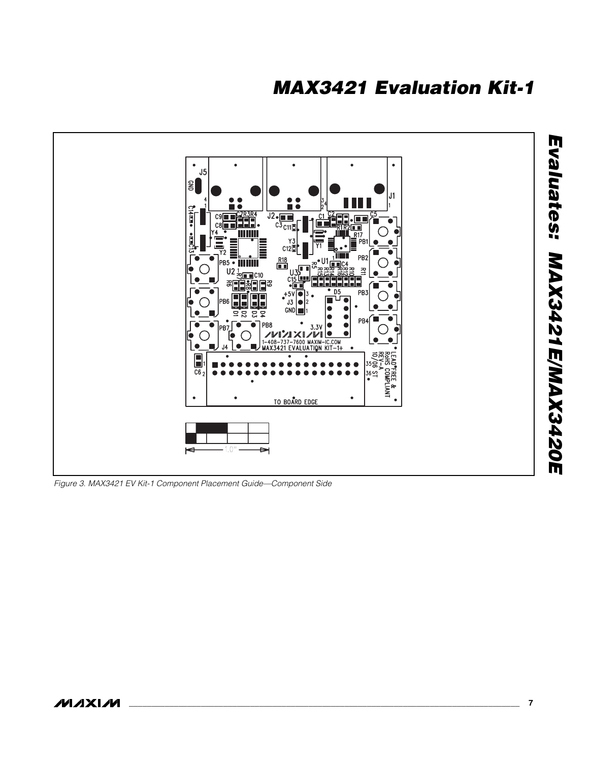Figure 3. MAX3421 EV Kit-1 Component Placement Guide—Component Side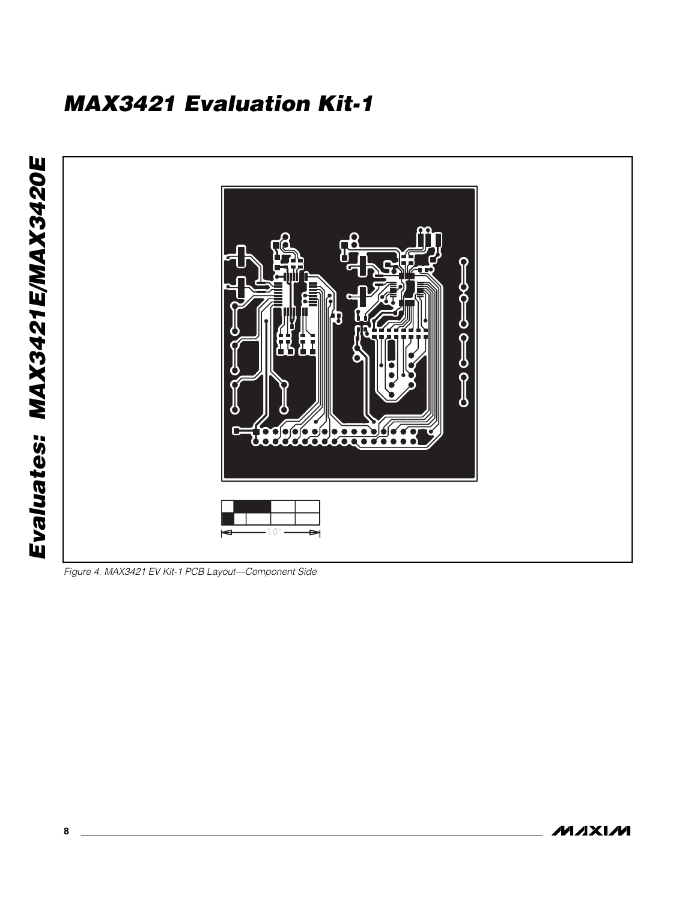# MAX3421 Evaluation Kit-1

1.0"

*Figure 4. MAX3421 EV Kit-1 PCB Layout—Component Side*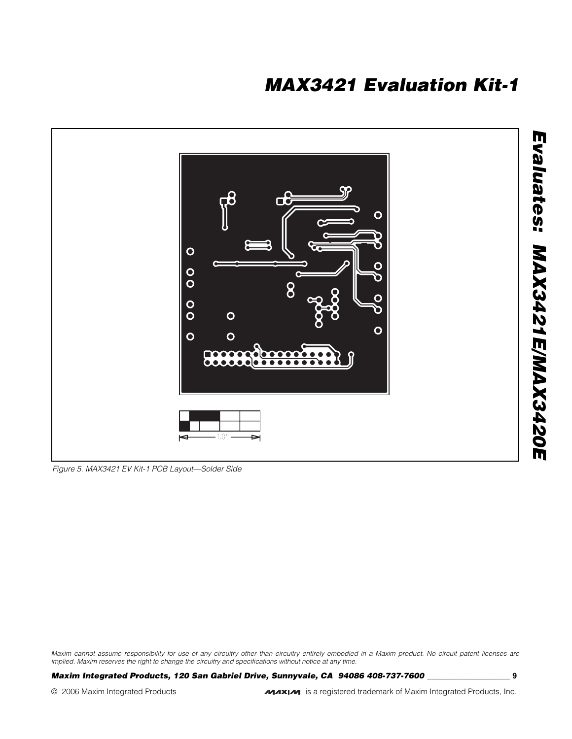1.0"

Figure 5. MAX3421 EV Kit-1 PCB Layout—Solder Side

Maxim cannot assume responsibility for use of any circuitry other than circuitry entirely embodied in a Maxim product. No circuit patent licenses are implied. Maxim reserves the right to change the circuitry and specifications without notice at any time.

**Maxim Integrated Products, 120 San Gabriel Drive, Sunnyvale, CA 94086 408-737-7600**

© 2006 Maxim Integrated Products

MAXIM is a registered trademark of Maxim Integrated Products, Inc.